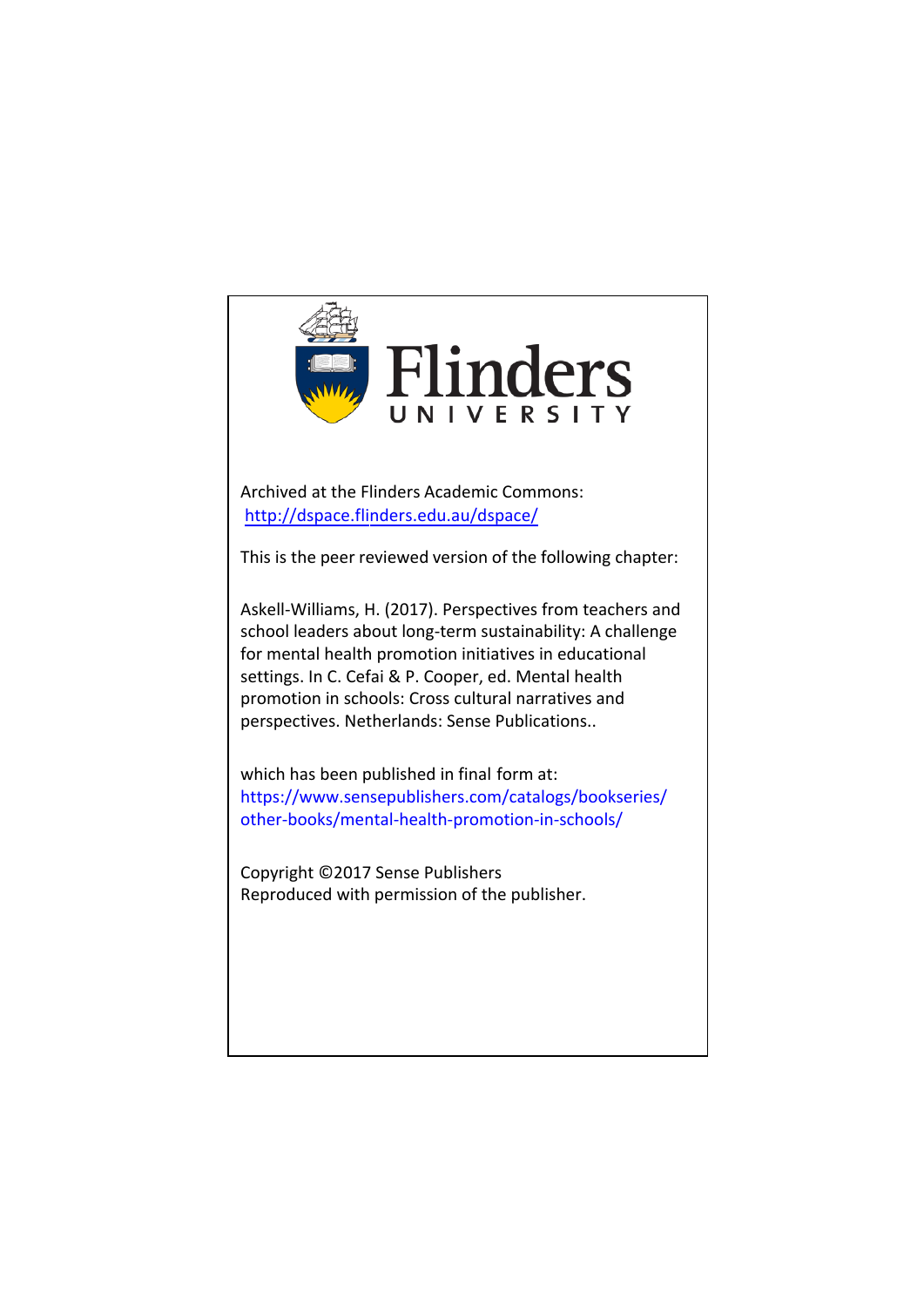Flinders
UNIVERSITY

Archived at the Flinders Academic Commons:
[http://dspace.flinders.edu.au/dspace/](http://dspace.flinders.edu.au/dspace/)

This is the peer reviewed version of the following chapter:

Askell-Williams, H. (2017). Perspectives from teachers and school leaders about long-term sustainability: A challenge for mental health promotion initiatives in educational settings. In C. Cefai & P. Cooper, ed. Mental health promotion in schools: Cross cultural narratives and perspectives. Netherlands: Sense Publications..

which has been published in final form at:
[https://www.sensepublishers.com/catalogs/bookseries/other-books/mental-health-promotion-in-schools/](https://www.sensepublishers.com/catalogs/bookseries/other-books/mental-health-promotion-in-schools/)

Copyright ©2017 Sense Publishers
Reproduced with permission of the publisher.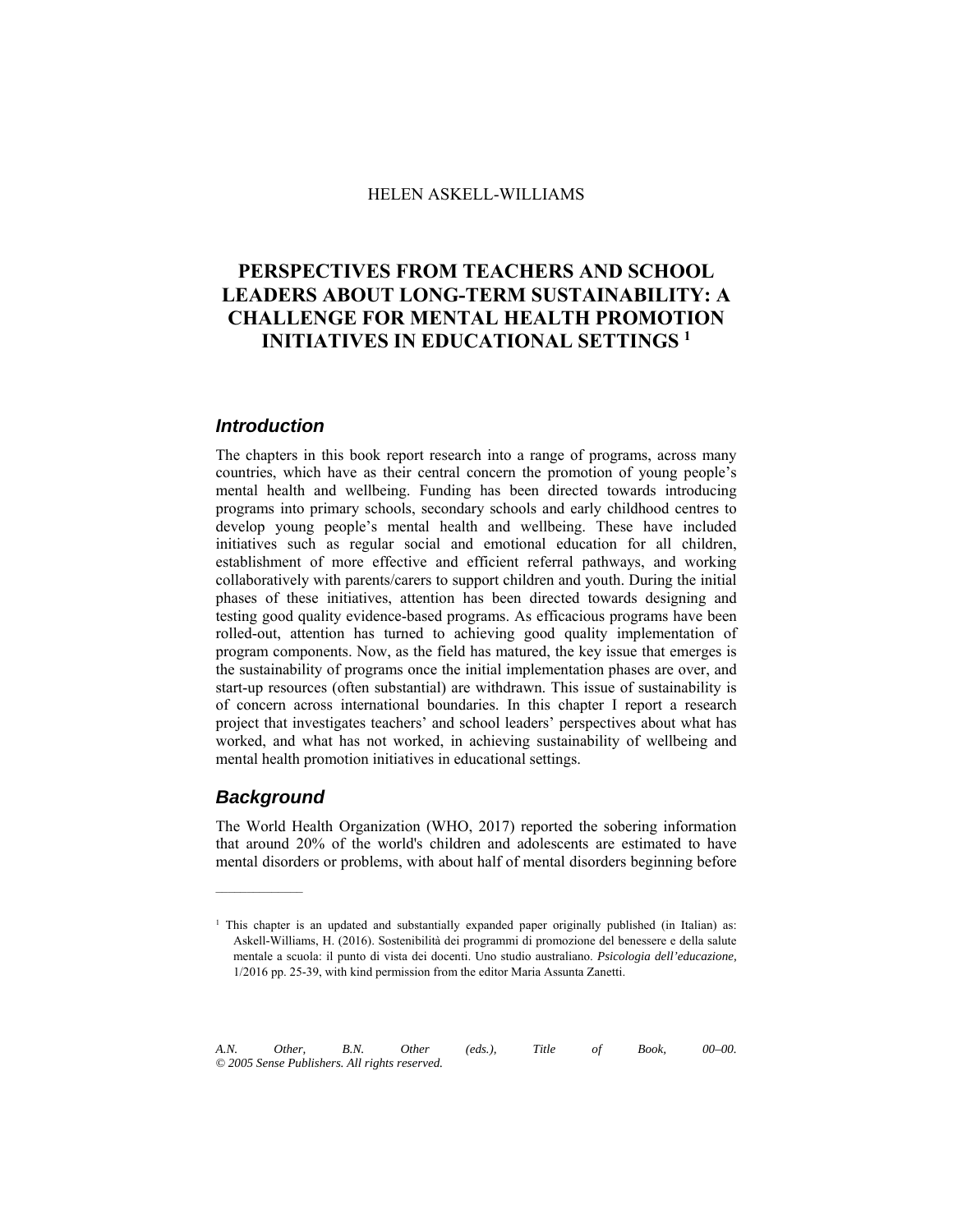HELEN ASKELL-WILLIAMS

# PERSPECTIVES FROM TEACHERS AND SCHOOL LEADERS ABOUT LONG-TERM SUSTAINABILITY: A CHALLENGE FOR MENTAL HEALTH PROMOTION INITIATIVES IN EDUCATIONAL SETTINGS [1]

## *Introduction*

The chapters in this book report research into a range of programs, across many countries, which have as their central concern the promotion of young people's mental health and wellbeing. Funding has been directed towards introducing programs into primary schools, secondary schools and early childhood centres to develop young people's mental health and wellbeing. These have included initiatives such as regular social and emotional education for all children, establishment of more effective and efficient referral pathways, and working collaboratively with parents/carers to support children and youth. During the initial phases of these initiatives, attention has been directed towards designing and testing good quality evidence-based programs. As efficacious programs have been rolled-out, attention has turned to achieving good quality implementation of program components. Now, as the field has matured, the key issue that emerges is the sustainability of programs once the initial implementation phases are over, and start-up resources (often substantial) are withdrawn. This issue of sustainability is of concern across international boundaries. In this chapter I report a research project that investigates teachers' and school leaders' perspectives about what has worked, and what has not worked, in achieving sustainability of wellbeing and mental health promotion initiatives in educational settings.

## *Background*

The World Health Organization (WHO, 2017) reported the sobering information that around 20% of the world's children and adolescents are estimated to have mental disorders or problems, with about half of mental disorders beginning before

---

[1] This chapter is an updated and substantially expanded paper originally published (in Italian) as: Askell-Williams, H. (2016). Sostenibilità dei programmi di promozione del benessere e della salute mentale a scuola: il punto di vista dei docenti. Uno studio australiano. *Psicologia dell'educazione,* 1/2016 pp. 25-39, with kind permission from the editor Maria Assunta Zanetti.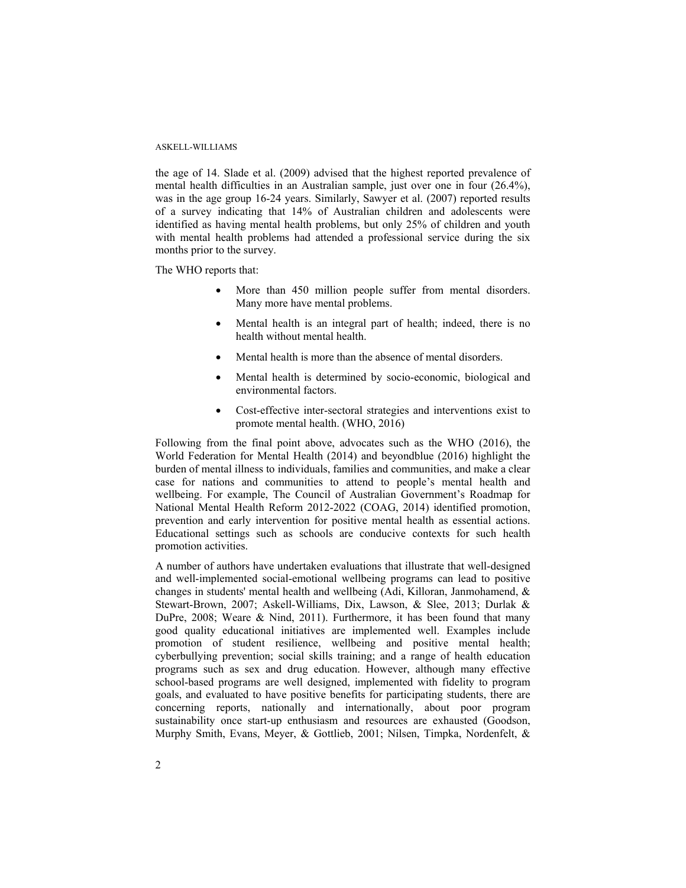the age of 14. Slade et al. (2009) advised that the highest reported prevalence of mental health difficulties in an Australian sample, just over one in four (26.4%), was in the age group 16-24 years. Similarly, Sawyer et al. (2007) reported results of a survey indicating that 14% of Australian children and adolescents were identified as having mental health problems, but only 25% of children and youth with mental health problems had attended a professional service during the six months prior to the survey.

The WHO reports that:

- More than 450 million people suffer from mental disorders. Many more have mental problems.
- Mental health is an integral part of health; indeed, there is no health without mental health.
- Mental health is more than the absence of mental disorders.
- Mental health is determined by socio-economic, biological and environmental factors.
- Cost-effective inter-sectoral strategies and interventions exist to promote mental health. (WHO, 2016)

Following from the final point above, advocates such as the WHO (2016), the World Federation for Mental Health (2014) and beyondblue (2016) highlight the burden of mental illness to individuals, families and communities, and make a clear case for nations and communities to attend to people's mental health and wellbeing. For example, The Council of Australian Government's Roadmap for National Mental Health Reform 2012-2022 (COAG, 2014) identified promotion, prevention and early intervention for positive mental health as essential actions. Educational settings such as schools are conducive contexts for such health promotion activities.

A number of authors have undertaken evaluations that illustrate that well-designed and well-implemented social-emotional wellbeing programs can lead to positive changes in students' mental health and wellbeing (Adi, Killoran, Janmohamend, & Stewart-Brown, 2007; Askell-Williams, Dix, Lawson, & Slee, 2013; Durlak & DuPre, 2008; Weare & Nind, 2011). Furthermore, it has been found that many good quality educational initiatives are implemented well. Examples include promotion of student resilience, wellbeing and positive mental health; cyberbullying prevention; social skills training; and a range of health education programs such as sex and drug education. However, although many effective school-based programs are well designed, implemented with fidelity to program goals, and evaluated to have positive benefits for participating students, there are concerning reports, nationally and internationally, about poor program sustainability once start-up enthusiasm and resources are exhausted (Goodson, Murphy Smith, Evans, Meyer, & Gottlieb, 2001; Nilsen, Timpka, Nordenfelt, &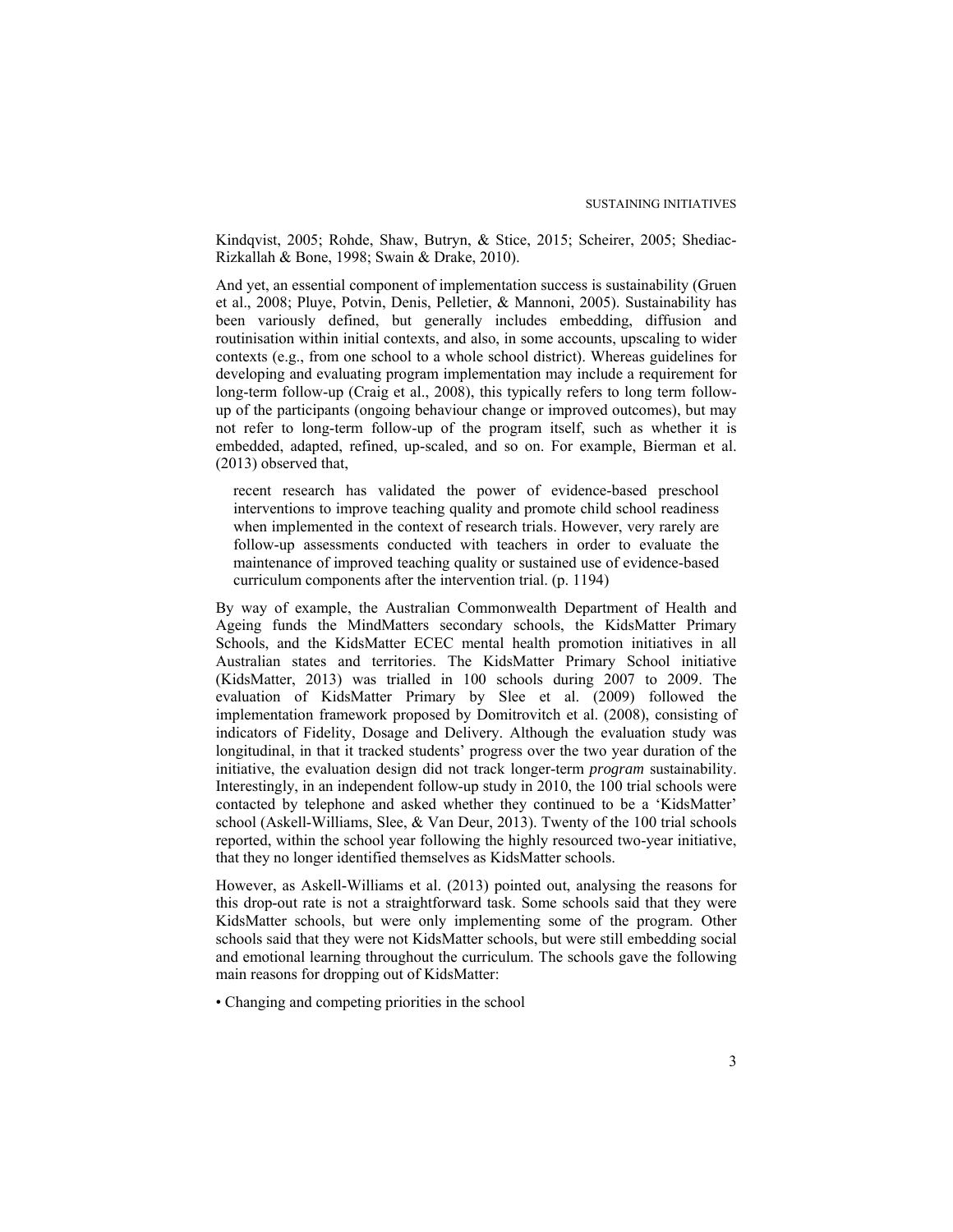Kindqvist, 2005; Rohde, Shaw, Butryn, & Stice, 2015; Scheirer, 2005; Shediac-Rizkallah & Bone, 1998; Swain & Drake, 2010).

And yet, an essential component of implementation success is sustainability (Gruen et al., 2008; Pluye, Potvin, Denis, Pelletier, & Mannoni, 2005). Sustainability has been variously defined, but generally includes embedding, diffusion and routinisation within initial contexts, and also, in some accounts, upscaling to wider contexts (e.g., from one school to a whole school district). Whereas guidelines for developing and evaluating program implementation may include a requirement for long-term follow-up (Craig et al., 2008), this typically refers to long term follow-up of the participants (ongoing behaviour change or improved outcomes), but may not refer to long-term follow-up of the program itself, such as whether it is embedded, adapted, refined, up-scaled, and so on. For example, Bierman et al. (2013) observed that,

> recent research has validated the power of evidence-based preschool interventions to improve teaching quality and promote child school readiness when implemented in the context of research trials. However, very rarely are follow-up assessments conducted with teachers in order to evaluate the maintenance of improved teaching quality or sustained use of evidence-based curriculum components after the intervention trial. (p. 1194)

By way of example, the Australian Commonwealth Department of Health and Ageing funds the MindMatters secondary schools, the KidsMatter Primary Schools, and the KidsMatter ECEC mental health promotion initiatives in all Australian states and territories. The KidsMatter Primary School initiative (KidsMatter, 2013) was trialled in 100 schools during 2007 to 2009. The evaluation of KidsMatter Primary by Slee et al. (2009) followed the implementation framework proposed by Domitrovitch et al. (2008), consisting of indicators of Fidelity, Dosage and Delivery. Although the evaluation study was longitudinal, in that it tracked students' progress over the two year duration of the initiative, the evaluation design did not track longer-term *program* sustainability. Interestingly, in an independent follow-up study in 2010, the 100 trial schools were contacted by telephone and asked whether they continued to be a 'KidsMatter' school (Askell-Williams, Slee, & Van Deur, 2013). Twenty of the 100 trial schools reported, within the school year following the highly resourced two-year initiative, that they no longer identified themselves as KidsMatter schools.

However, as Askell-Williams et al. (2013) pointed out, analysing the reasons for this drop-out rate is not a straightforward task. Some schools said that they were KidsMatter schools, but were only implementing some of the program. Other schools said that they were not KidsMatter schools, but were still embedding social and emotional learning throughout the curriculum. The schools gave the following main reasons for dropping out of KidsMatter:

- Changing and competing priorities in the school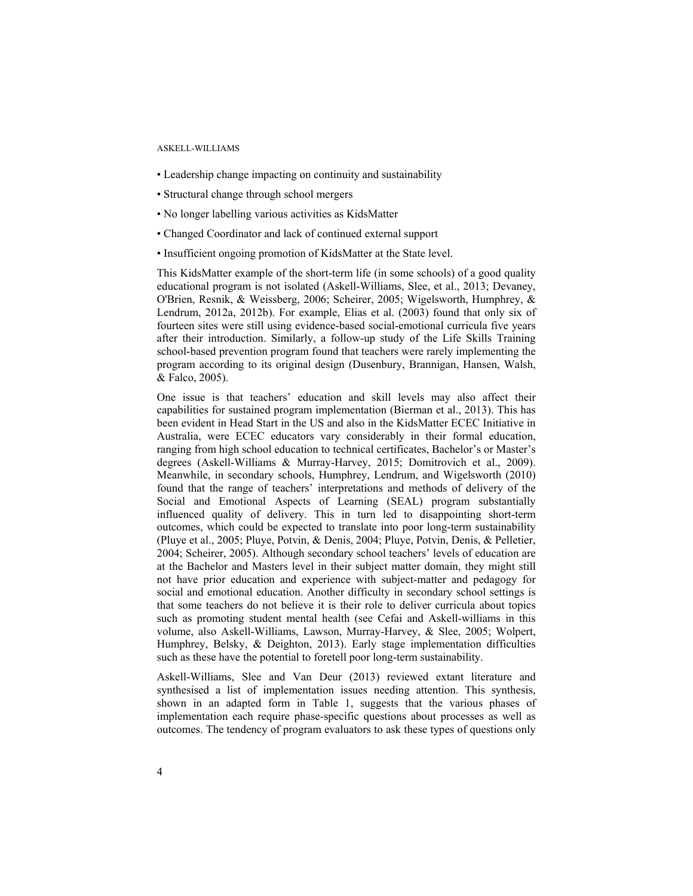- Leadership change impacting on continuity and sustainability
- Structural change through school mergers
- No longer labelling various activities as KidsMatter
- Changed Coordinator and lack of continued external support
- Insufficient ongoing promotion of KidsMatter at the State level.

This KidsMatter example of the short-term life (in some schools) of a good quality educational program is not isolated (Askell-Williams, Slee, et al., 2013; Devaney, O'Brien, Resnik, & Weissberg, 2006; Scheirer, 2005; Wigelsworth, Humphrey, & Lendrum, 2012a, 2012b). For example, Elias et al. (2003) found that only six of fourteen sites were still using evidence-based social-emotional curricula five years after their introduction. Similarly, a follow-up study of the Life Skills Training school-based prevention program found that teachers were rarely implementing the program according to its original design (Dusenbury, Brannigan, Hansen, Walsh, & Falco, 2005).

One issue is that teachers' education and skill levels may also affect their capabilities for sustained program implementation (Bierman et al., 2013). This has been evident in Head Start in the US and also in the KidsMatter ECEC Initiative in Australia, were ECEC educators vary considerably in their formal education, ranging from high school education to technical certificates, Bachelor's or Master's degrees (Askell-Williams & Murray-Harvey, 2015; Domitrovich et al., 2009). Meanwhile, in secondary schools, Humphrey, Lendrum, and Wigelsworth (2010) found that the range of teachers' interpretations and methods of delivery of the Social and Emotional Aspects of Learning (SEAL) program substantially influenced quality of delivery. This in turn led to disappointing short-term outcomes, which could be expected to translate into poor long-term sustainability (Pluye et al., 2005; Pluye, Potvin, & Denis, 2004; Pluye, Potvin, Denis, & Pelletier, 2004; Scheirer, 2005). Although secondary school teachers' levels of education are at the Bachelor and Masters level in their subject matter domain, they might still not have prior education and experience with subject-matter and pedagogy for social and emotional education. Another difficulty in secondary school settings is that some teachers do not believe it is their role to deliver curricula about topics such as promoting student mental health (see Cefai and Askell-williams in this volume, also Askell-Williams, Lawson, Murray-Harvey, & Slee, 2005; Wolpert, Humphrey, Belsky, & Deighton, 2013). Early stage implementation difficulties such as these have the potential to foretell poor long-term sustainability.

Askell-Williams, Slee and Van Deur (2013) reviewed extant literature and synthesised a list of implementation issues needing attention. This synthesis, shown in an adapted form in Table 1, suggests that the various phases of implementation each require phase-specific questions about processes as well as outcomes. The tendency of program evaluators to ask these types of questions only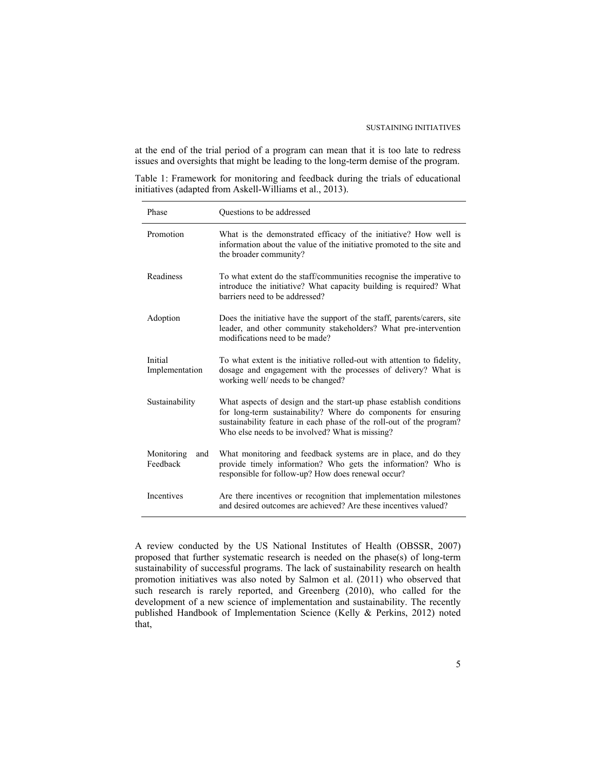at the end of the trial period of a program can mean that it is too late to redress issues and oversights that might be leading to the long-term demise of the program.

Table 1: Framework for monitoring and feedback during the trials of educational initiatives (adapted from Askell-Williams et al., 2013).

| Phase | Questions to be addressed |
|---|---|
| Promotion | What is the demonstrated efficacy of the initiative? How well is information about the value of the initiative promoted to the site and the broader community? |
| Readiness | To what extent do the staff/communities recognise the imperative to introduce the initiative? What capacity building is required? What barriers need to be addressed? |
| Adoption | Does the initiative have the support of the staff, parents/carers, site leader, and other community stakeholders? What pre-intervention modifications need to be made? |
| Initial Implementation | To what extent is the initiative rolled-out with attention to fidelity, dosage and engagement with the processes of delivery? What is working well/ needs to be changed? |
| Sustainability | What aspects of design and the start-up phase establish conditions for long-term sustainability? Where do components for ensuring sustainability feature in each phase of the roll-out of the program? Who else needs to be involved? What is missing? |
| Monitoring and Feedback | What monitoring and feedback systems are in place, and do they provide timely information? Who gets the information? Who is responsible for follow-up? How does renewal occur? |
| Incentives | Are there incentives or recognition that implementation milestones and desired outcomes are achieved? Are these incentives valued? |

A review conducted by the US National Institutes of Health (OBSSR, 2007) proposed that further systematic research is needed on the phase(s) of long-term sustainability of successful programs. The lack of sustainability research on health promotion initiatives was also noted by Salmon et al. (2011) who observed that such research is rarely reported, and Greenberg (2010), who called for the development of a new science of implementation and sustainability. The recently published Handbook of Implementation Science (Kelly & Perkins, 2012) noted that,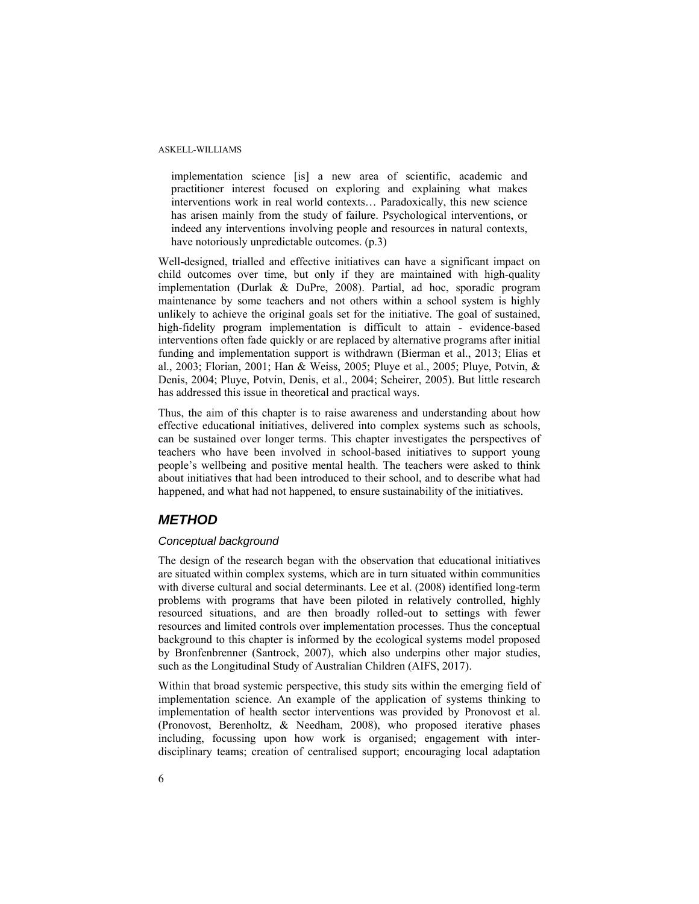> implementation science [is] a new area of scientific, academic and practitioner interest focused on exploring and explaining what makes interventions work in real world contexts… Paradoxically, this new science has arisen mainly from the study of failure. Psychological interventions, or indeed any interventions involving people and resources in natural contexts, have notoriously unpredictable outcomes. (p.3)

Well-designed, trialled and effective initiatives can have a significant impact on child outcomes over time, but only if they are maintained with high-quality implementation (Durlak & DuPre, 2008). Partial, ad hoc, sporadic program maintenance by some teachers and not others within a school system is highly unlikely to achieve the original goals set for the initiative. The goal of sustained, high-fidelity program implementation is difficult to attain - evidence-based interventions often fade quickly or are replaced by alternative programs after initial funding and implementation support is withdrawn (Bierman et al., 2013; Elias et al., 2003; Florian, 2001; Han & Weiss, 2005; Pluye et al., 2005; Pluye, Potvin, & Denis, 2004; Pluye, Potvin, Denis, et al., 2004; Scheirer, 2005). But little research has addressed this issue in theoretical and practical ways.

Thus, the aim of this chapter is to raise awareness and understanding about how effective educational initiatives, delivered into complex systems such as schools, can be sustained over longer terms. This chapter investigates the perspectives of teachers who have been involved in school-based initiatives to support young people's wellbeing and positive mental health. The teachers were asked to think about initiatives that had been introduced to their school, and to describe what had happened, and what had not happened, to ensure sustainability of the initiatives.

## METHOD

### Conceptual background

The design of the research began with the observation that educational initiatives are situated within complex systems, which are in turn situated within communities with diverse cultural and social determinants. Lee et al. (2008) identified long-term problems with programs that have been piloted in relatively controlled, highly resourced situations, and are then broadly rolled-out to settings with fewer resources and limited controls over implementation processes. Thus the conceptual background to this chapter is informed by the ecological systems model proposed by Bronfenbrenner (Santrock, 2007), which also underpins other major studies, such as the Longitudinal Study of Australian Children (AIFS, 2017).

Within that broad systemic perspective, this study sits within the emerging field of implementation science. An example of the application of systems thinking to implementation of health sector interventions was provided by Pronovost et al. (Pronovost, Berenholtz, & Needham, 2008), who proposed iterative phases including, focussing upon how work is organised; engagement with inter-disciplinary teams; creation of centralised support; encouraging local adaptation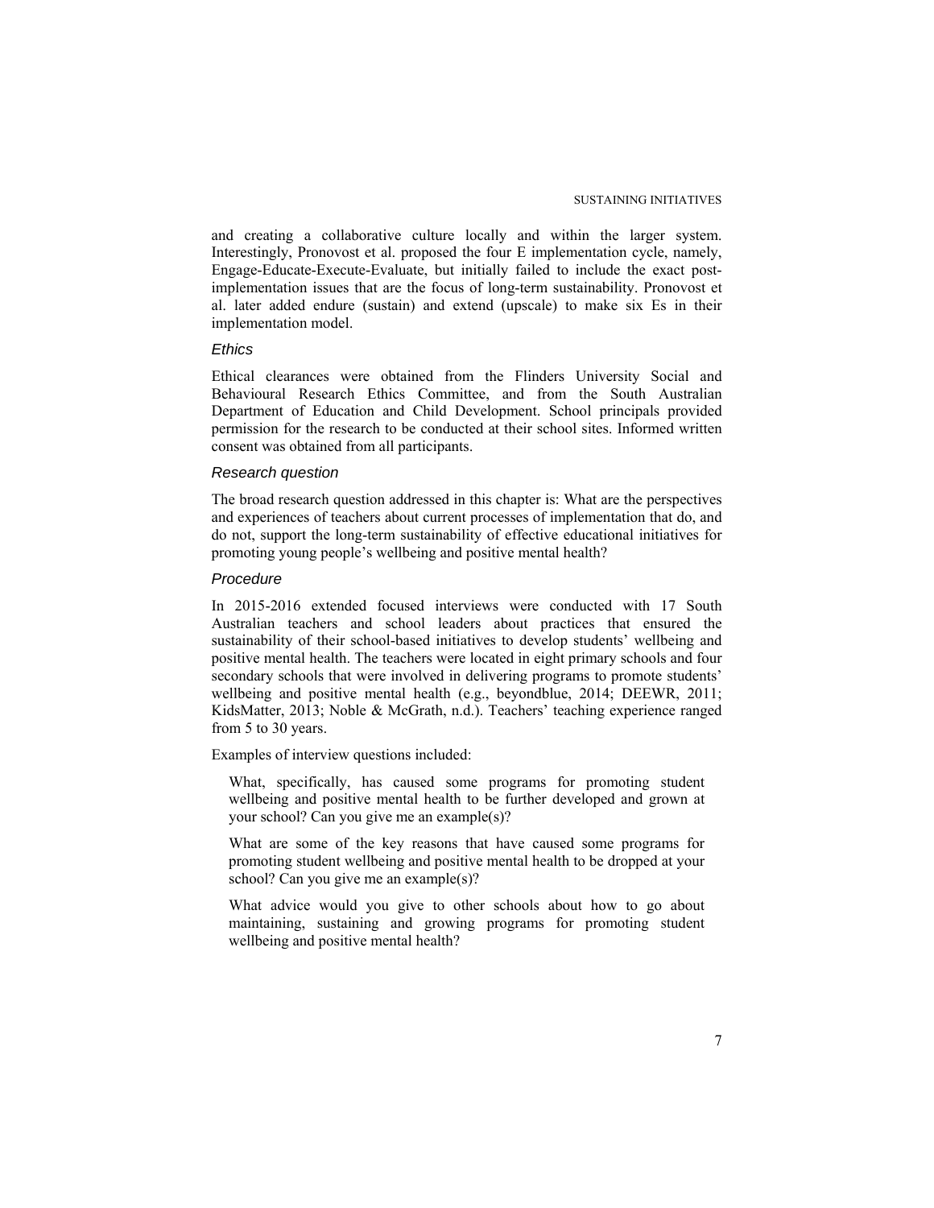and creating a collaborative culture locally and within the larger system. Interestingly, Pronovost et al. proposed the four E implementation cycle, namely, Engage-Educate-Execute-Evaluate, but initially failed to include the exact post-implementation issues that are the focus of long-term sustainability. Pronovost et al. later added endure (sustain) and extend (upscale) to make six Es in their implementation model.

### *Ethics*

Ethical clearances were obtained from the Flinders University Social and Behavioural Research Ethics Committee, and from the South Australian Department of Education and Child Development. School principals provided permission for the research to be conducted at their school sites. Informed written consent was obtained from all participants.

### *Research question*

The broad research question addressed in this chapter is: What are the perspectives and experiences of teachers about current processes of implementation that do, and do not, support the long-term sustainability of effective educational initiatives for promoting young people's wellbeing and positive mental health?

### *Procedure*

In 2015-2016 extended focused interviews were conducted with 17 South Australian teachers and school leaders about practices that ensured the sustainability of their school-based initiatives to develop students' wellbeing and positive mental health. The teachers were located in eight primary schools and four secondary schools that were involved in delivering programs to promote students' wellbeing and positive mental health (e.g., beyondblue, 2014; DEEWR, 2011; KidsMatter, 2013; Noble & McGrath, n.d.). Teachers' teaching experience ranged from 5 to 30 years.

Examples of interview questions included:

> What, specifically, has caused some programs for promoting student wellbeing and positive mental health to be further developed and grown at your school? Can you give me an example(s)?
>
> What are some of the key reasons that have caused some programs for promoting student wellbeing and positive mental health to be dropped at your school? Can you give me an example(s)?
>
> What advice would you give to other schools about how to go about maintaining, sustaining and growing programs for promoting student wellbeing and positive mental health?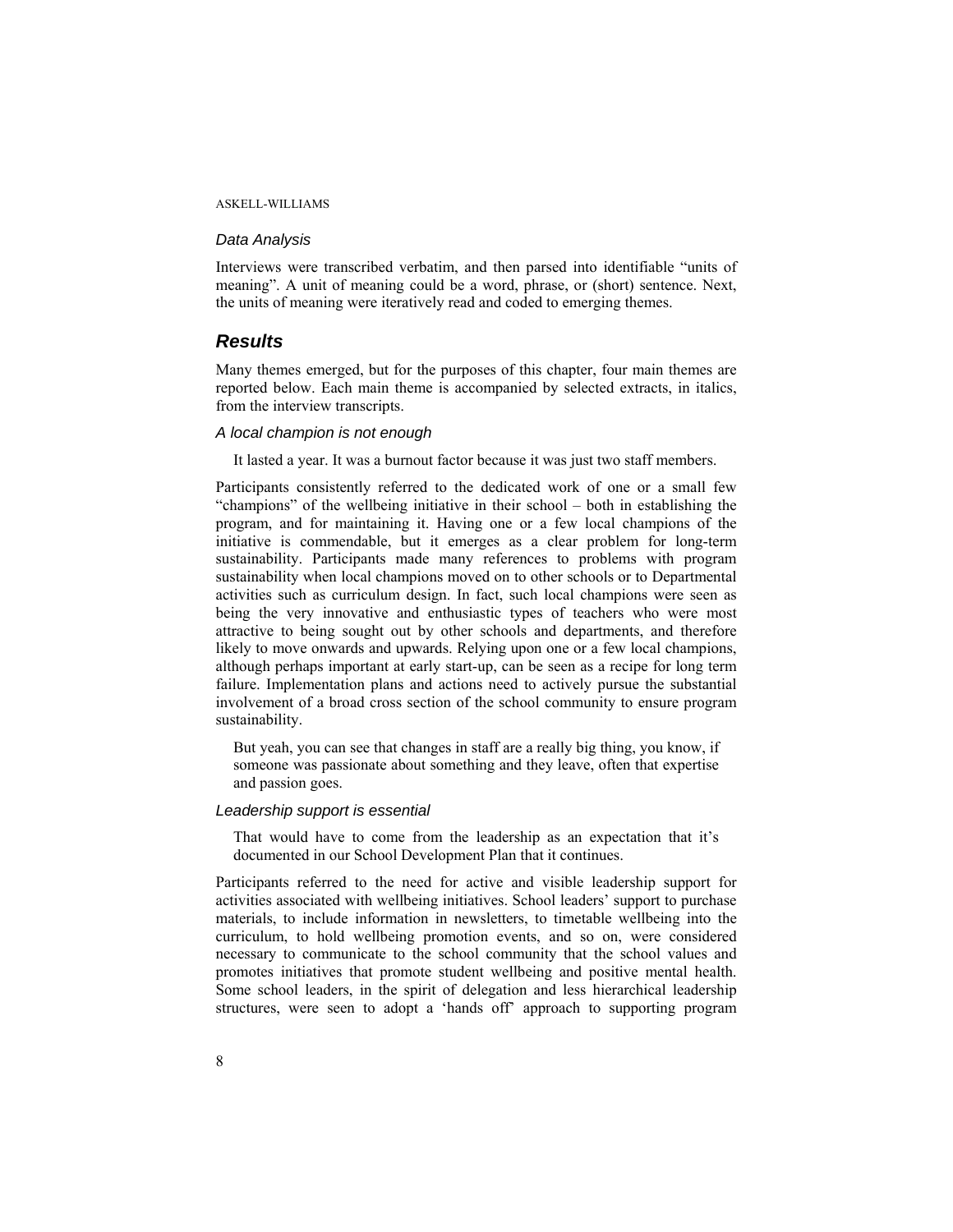### *Data Analysis*

Interviews were transcribed verbatim, and then parsed into identifiable "units of meaning". A unit of meaning could be a word, phrase, or (short) sentence. Next, the units of meaning were iteratively read and coded to emerging themes.

## *Results*

Many themes emerged, but for the purposes of this chapter, four main themes are reported below. Each main theme is accompanied by selected extracts, in italics, from the interview transcripts.

### *A local champion is not enough*

> It lasted a year. It was a burnout factor because it was just two staff members.

Participants consistently referred to the dedicated work of one or a small few "champions" of the wellbeing initiative in their school – both in establishing the program, and for maintaining it. Having one or a few local champions of the initiative is commendable, but it emerges as a clear problem for long-term sustainability. Participants made many references to problems with program sustainability when local champions moved on to other schools or to Departmental activities such as curriculum design. In fact, such local champions were seen as being the very innovative and enthusiastic types of teachers who were most attractive to being sought out by other schools and departments, and therefore likely to move onwards and upwards. Relying upon one or a few local champions, although perhaps important at early start-up, can be seen as a recipe for long term failure. Implementation plans and actions need to actively pursue the substantial involvement of a broad cross section of the school community to ensure program sustainability.

> But yeah, you can see that changes in staff are a really big thing, you know, if someone was passionate about something and they leave, often that expertise and passion goes.

### *Leadership support is essential*

> That would have to come from the leadership as an expectation that it's documented in our School Development Plan that it continues.

Participants referred to the need for active and visible leadership support for activities associated with wellbeing initiatives. School leaders' support to purchase materials, to include information in newsletters, to timetable wellbeing into the curriculum, to hold wellbeing promotion events, and so on, were considered necessary to communicate to the school community that the school values and promotes initiatives that promote student wellbeing and positive mental health. Some school leaders, in the spirit of delegation and less hierarchical leadership structures, were seen to adopt a 'hands off' approach to supporting program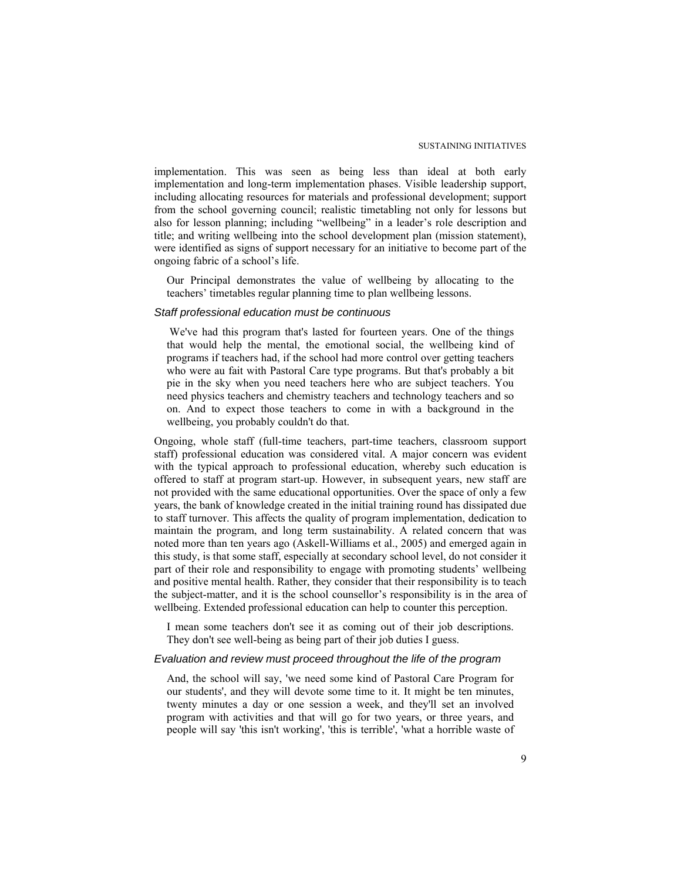implementation. This was seen as being less than ideal at both early implementation and long-term implementation phases. Visible leadership support, including allocating resources for materials and professional development; support from the school governing council; realistic timetabling not only for lessons but also for lesson planning; including "wellbeing" in a leader's role description and title; and writing wellbeing into the school development plan (mission statement), were identified as signs of support necessary for an initiative to become part of the ongoing fabric of a school's life.

> Our Principal demonstrates the value of wellbeing by allocating to the teachers' timetables regular planning time to plan wellbeing lessons.

### *Staff professional education must be continuous*

> We've had this program that's lasted for fourteen years. One of the things that would help the mental, the emotional social, the wellbeing kind of programs if teachers had, if the school had more control over getting teachers who were au fait with Pastoral Care type programs. But that's probably a bit pie in the sky when you need teachers here who are subject teachers. You need physics teachers and chemistry teachers and technology teachers and so on. And to expect those teachers to come in with a background in the wellbeing, you probably couldn't do that.

Ongoing, whole staff (full-time teachers, part-time teachers, classroom support staff) professional education was considered vital. A major concern was evident with the typical approach to professional education, whereby such education is offered to staff at program start-up. However, in subsequent years, new staff are not provided with the same educational opportunities. Over the space of only a few years, the bank of knowledge created in the initial training round has dissipated due to staff turnover. This affects the quality of program implementation, dedication to maintain the program, and long term sustainability. A related concern that was noted more than ten years ago (Askell-Williams et al., 2005) and emerged again in this study, is that some staff, especially at secondary school level, do not consider it part of their role and responsibility to engage with promoting students' wellbeing and positive mental health. Rather, they consider that their responsibility is to teach the subject-matter, and it is the school counsellor's responsibility is in the area of wellbeing. Extended professional education can help to counter this perception.

> I mean some teachers don't see it as coming out of their job descriptions. They don't see well-being as being part of their job duties I guess.

### *Evaluation and review must proceed throughout the life of the program*

> And, the school will say, 'we need some kind of Pastoral Care Program for our students', and they will devote some time to it. It might be ten minutes, twenty minutes a day or one session a week, and they'll set an involved program with activities and that will go for two years, or three years, and people will say 'this isn't working', 'this is terrible', 'what a horrible waste of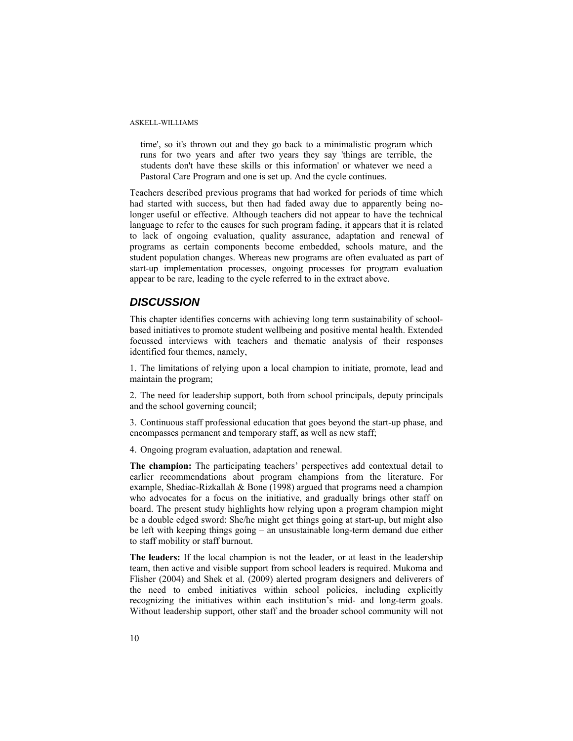> time', so it's thrown out and they go back to a minimalistic program which runs for two years and after two years they say 'things are terrible, the students don't have these skills or this information' or whatever we need a Pastoral Care Program and one is set up. And the cycle continues.

Teachers described previous programs that had worked for periods of time which had started with success, but then had faded away due to apparently being no-longer useful or effective. Although teachers did not appear to have the technical language to refer to the causes for such program fading, it appears that it is related to lack of ongoing evaluation, quality assurance, adaptation and renewal of programs as certain components become embedded, schools mature, and the student population changes. Whereas new programs are often evaluated as part of start-up implementation processes, ongoing processes for program evaluation appear to be rare, leading to the cycle referred to in the extract above.

## DISCUSSION

This chapter identifies concerns with achieving long term sustainability of school-based initiatives to promote student wellbeing and positive mental health. Extended focussed interviews with teachers and thematic analysis of their responses identified four themes, namely,

1. The limitations of relying upon a local champion to initiate, promote, lead and maintain the program;

2. The need for leadership support, both from school principals, deputy principals and the school governing council;

3. Continuous staff professional education that goes beyond the start-up phase, and encompasses permanent and temporary staff, as well as new staff;

4. Ongoing program evaluation, adaptation and renewal.

**The champion:** The participating teachers' perspectives add contextual detail to earlier recommendations about program champions from the literature. For example, Shediac-Rizkallah & Bone (1998) argued that programs need a champion who advocates for a focus on the initiative, and gradually brings other staff on board. The present study highlights how relying upon a program champion might be a double edged sword: She/he might get things going at start-up, but might also be left with keeping things going – an unsustainable long-term demand due either to staff mobility or staff burnout.

**The leaders:** If the local champion is not the leader, or at least in the leadership team, then active and visible support from school leaders is required. Mukoma and Flisher (2004) and Shek et al. (2009) alerted program designers and deliverers of the need to embed initiatives within school policies, including explicitly recognizing the initiatives within each institution's mid- and long-term goals. Without leadership support, other staff and the broader school community will not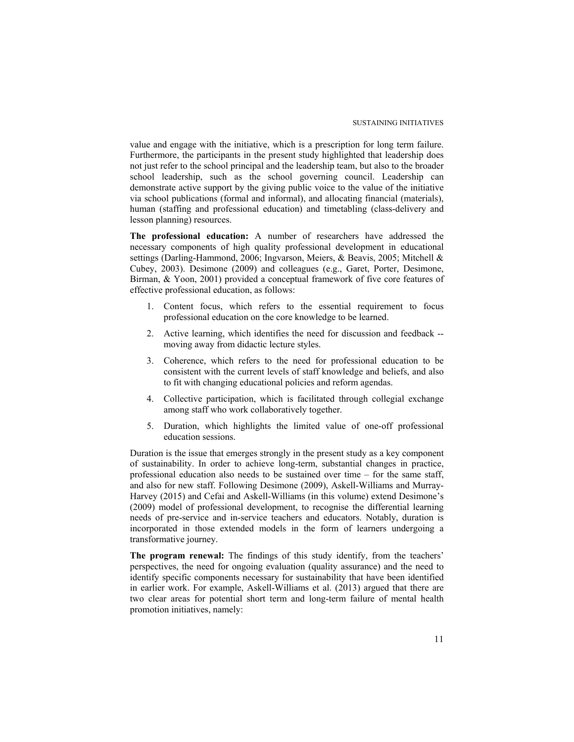value and engage with the initiative, which is a prescription for long term failure. Furthermore, the participants in the present study highlighted that leadership does not just refer to the school principal and the leadership team, but also to the broader school leadership, such as the school governing council. Leadership can demonstrate active support by the giving public voice to the value of the initiative via school publications (formal and informal), and allocating financial (materials), human (staffing and professional education) and timetabling (class-delivery and lesson planning) resources.

**The professional education:** A number of researchers have addressed the necessary components of high quality professional development in educational settings (Darling-Hammond, 2006; Ingvarson, Meiers, & Beavis, 2005; Mitchell & Cubey, 2003). Desimone (2009) and colleagues (e.g., Garet, Porter, Desimone, Birman, & Yoon, 2001) provided a conceptual framework of five core features of effective professional education, as follows:

1. Content focus, which refers to the essential requirement to focus professional education on the core knowledge to be learned.
2. Active learning, which identifies the need for discussion and feedback -- moving away from didactic lecture styles.
3. Coherence, which refers to the need for professional education to be consistent with the current levels of staff knowledge and beliefs, and also to fit with changing educational policies and reform agendas.
4. Collective participation, which is facilitated through collegial exchange among staff who work collaboratively together.
5. Duration, which highlights the limited value of one-off professional education sessions.

Duration is the issue that emerges strongly in the present study as a key component of sustainability. In order to achieve long-term, substantial changes in practice, professional education also needs to be sustained over time – for the same staff, and also for new staff. Following Desimone (2009), Askell-Williams and Murray-Harvey (2015) and Cefai and Askell-Williams (in this volume) extend Desimone's (2009) model of professional development, to recognise the differential learning needs of pre-service and in-service teachers and educators. Notably, duration is incorporated in those extended models in the form of learners undergoing a transformative journey.

**The program renewal:** The findings of this study identify, from the teachers' perspectives, the need for ongoing evaluation (quality assurance) and the need to identify specific components necessary for sustainability that have been identified in earlier work. For example, Askell-Williams et al. (2013) argued that there are two clear areas for potential short term and long-term failure of mental health promotion initiatives, namely: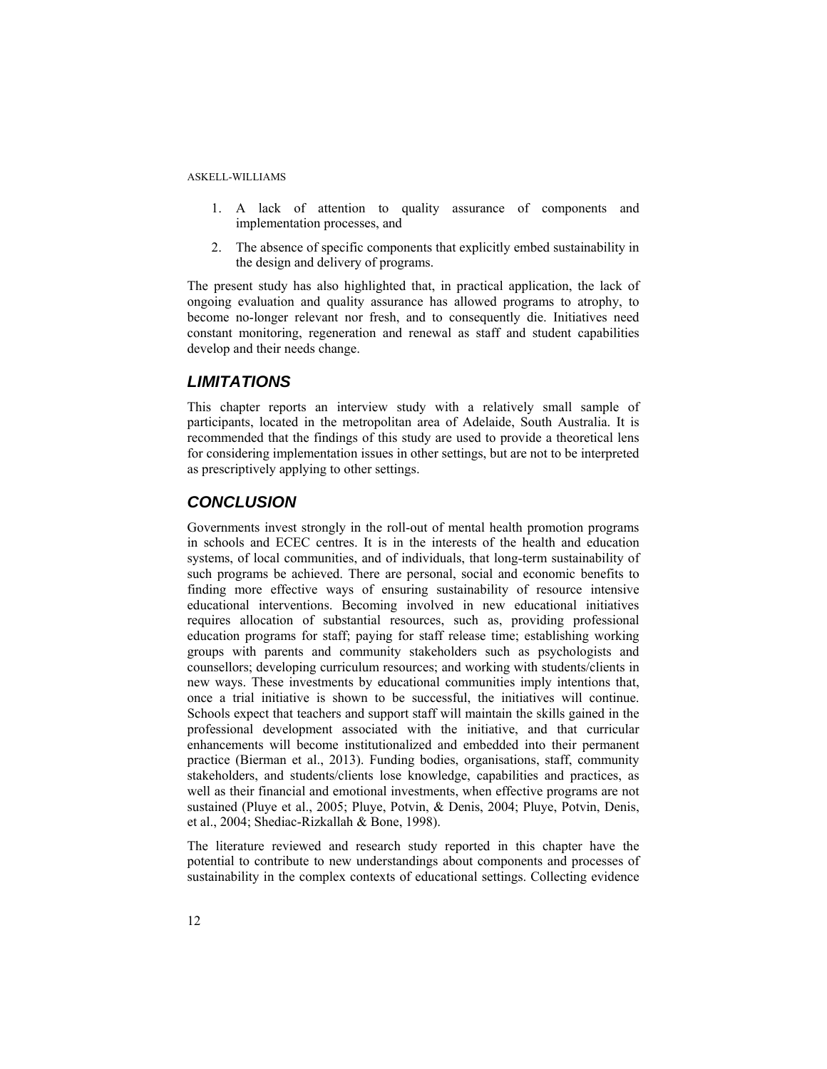1. A lack of attention to quality assurance of components and implementation processes, and

2. The absence of specific components that explicitly embed sustainability in the design and delivery of programs.

The present study has also highlighted that, in practical application, the lack of ongoing evaluation and quality assurance has allowed programs to atrophy, to become no-longer relevant nor fresh, and to consequently die. Initiatives need constant monitoring, regeneration and renewal as staff and student capabilities develop and their needs change.

## *LIMITATIONS*

This chapter reports an interview study with a relatively small sample of participants, located in the metropolitan area of Adelaide, South Australia. It is recommended that the findings of this study are used to provide a theoretical lens for considering implementation issues in other settings, but are not to be interpreted as prescriptively applying to other settings.

## *CONCLUSION*

Governments invest strongly in the roll-out of mental health promotion programs in schools and ECEC centres. It is in the interests of the health and education systems, of local communities, and of individuals, that long-term sustainability of such programs be achieved. There are personal, social and economic benefits to finding more effective ways of ensuring sustainability of resource intensive educational interventions. Becoming involved in new educational initiatives requires allocation of substantial resources, such as, providing professional education programs for staff; paying for staff release time; establishing working groups with parents and community stakeholders such as psychologists and counsellors; developing curriculum resources; and working with students/clients in new ways. These investments by educational communities imply intentions that, once a trial initiative is shown to be successful, the initiatives will continue. Schools expect that teachers and support staff will maintain the skills gained in the professional development associated with the initiative, and that curricular enhancements will become institutionalized and embedded into their permanent practice (Bierman et al., 2013). Funding bodies, organisations, staff, community stakeholders, and students/clients lose knowledge, capabilities and practices, as well as their financial and emotional investments, when effective programs are not sustained (Pluye et al., 2005; Pluye, Potvin, & Denis, 2004; Pluye, Potvin, Denis, et al., 2004; Shediac-Rizkallah & Bone, 1998).

The literature reviewed and research study reported in this chapter have the potential to contribute to new understandings about components and processes of sustainability in the complex contexts of educational settings. Collecting evidence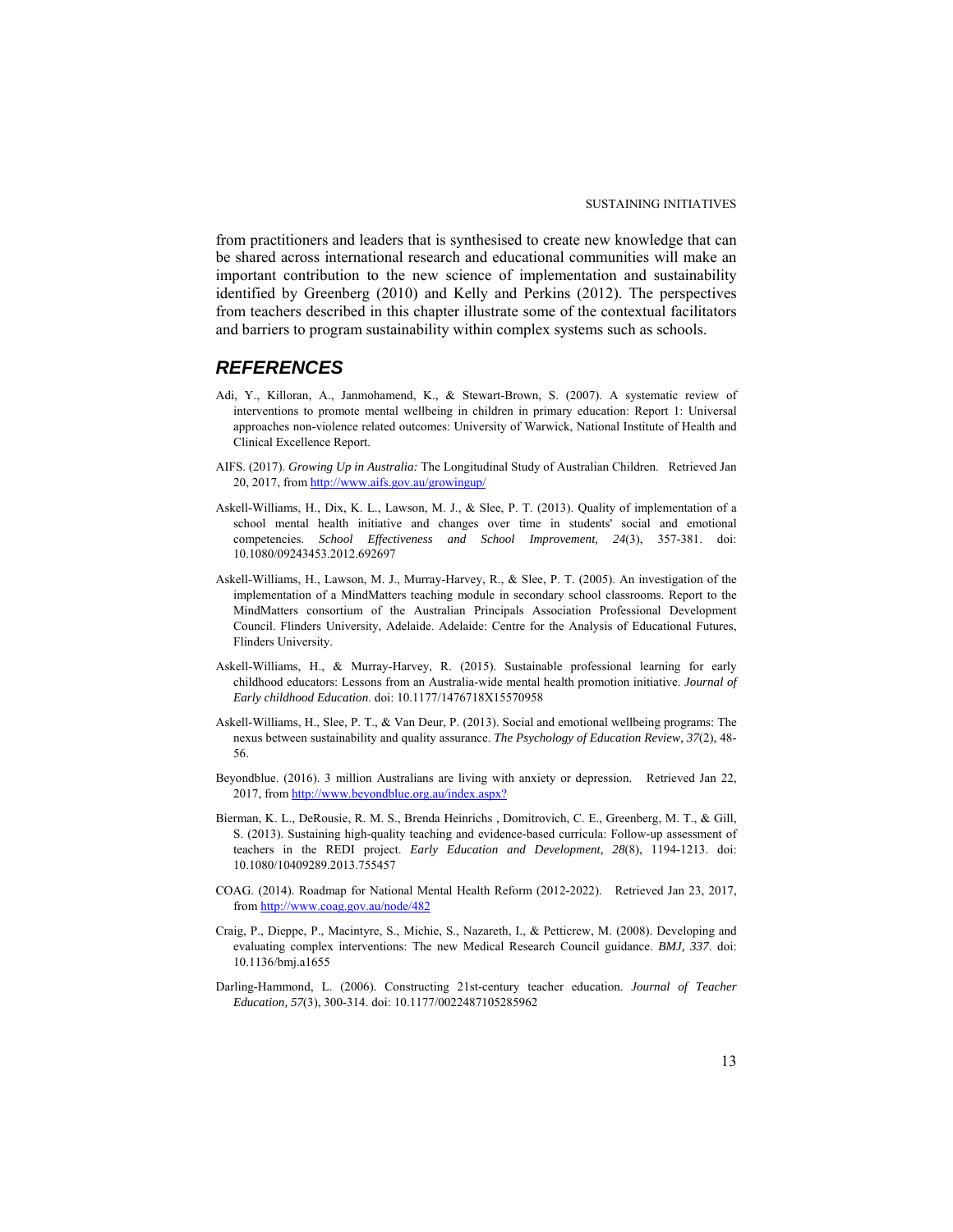from practitioners and leaders that is synthesised to create new knowledge that can be shared across international research and educational communities will make an important contribution to the new science of implementation and sustainability identified by Greenberg (2010) and Kelly and Perkins (2012). The perspectives from teachers described in this chapter illustrate some of the contextual facilitators and barriers to program sustainability within complex systems such as schools.

## REFERENCES

Adi, Y., Killoran, A., Janmohamend, K., & Stewart-Brown, S. (2007). A systematic review of interventions to promote mental wellbeing in children in primary education: Report 1: Universal approaches non-violence related outcomes: University of Warwick, National Institute of Health and Clinical Excellence Report.

AIFS. (2017). *Growing Up in Australia:* The Longitudinal Study of Australian Children. Retrieved Jan 20, 2017, from http://www.aifs.gov.au/growingup/

Askell-Williams, H., Dix, K. L., Lawson, M. J., & Slee, P. T. (2013). Quality of implementation of a school mental health initiative and changes over time in students' social and emotional competencies. *School Effectiveness and School Improvement, 24*(3), 357-381. doi: 10.1080/09243453.2012.692697

Askell-Williams, H., Lawson, M. J., Murray-Harvey, R., & Slee, P. T. (2005). An investigation of the implementation of a MindMatters teaching module in secondary school classrooms. Report to the MindMatters consortium of the Australian Principals Association Professional Development Council. Flinders University, Adelaide. Adelaide: Centre for the Analysis of Educational Futures, Flinders University.

Askell-Williams, H., & Murray-Harvey, R. (2015). Sustainable professional learning for early childhood educators: Lessons from an Australia-wide mental health promotion initiative. *Journal of Early childhood Education*. doi: 10.1177/1476718X15570958

Askell-Williams, H., Slee, P. T., & Van Deur, P. (2013). Social and emotional wellbeing programs: The nexus between sustainability and quality assurance. *The Psychology of Education Review, 37*(2), 48-56.

Beyondblue. (2016). 3 million Australians are living with anxiety or depression. Retrieved Jan 22, 2017, from http://www.beyondblue.org.au/index.aspx?

Bierman, K. L., DeRousie, R. M. S., Brenda Heinrichs , Domitrovich, C. E., Greenberg, M. T., & Gill, S. (2013). Sustaining high-quality teaching and evidence-based curricula: Follow-up assessment of teachers in the REDI project. *Early Education and Development, 28*(8), 1194-1213. doi: 10.1080/10409289.2013.755457

COAG. (2014). Roadmap for National Mental Health Reform (2012-2022). Retrieved Jan 23, 2017, from http://www.coag.gov.au/node/482

Craig, P., Dieppe, P., Macintyre, S., Michie, S., Nazareth, I., & Petticrew, M. (2008). Developing and evaluating complex interventions: The new Medical Research Council guidance. *BMJ, 337*. doi: 10.1136/bmj.a1655

Darling-Hammond, L. (2006). Constructing 21st-century teacher education. *Journal of Teacher Education, 57*(3), 300-314. doi: 10.1177/0022487105285962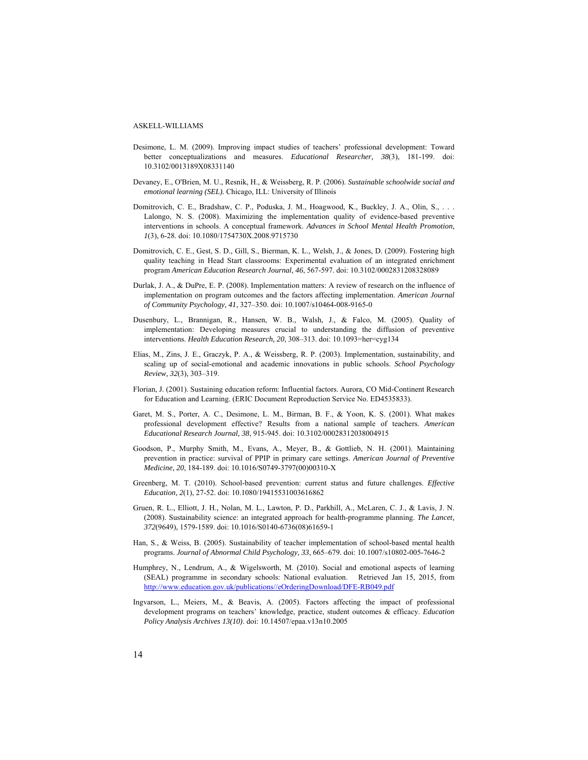Desimone, L. M. (2009). Improving impact studies of teachers' professional development: Toward better conceptualizations and measures. *Educational Researcher, 38*(3), 181-199. doi: 10.3102/0013189X08331140

Devaney, E., O'Brien, M. U., Resnik, H., & Weissberg, R. P. (2006). *Sustainable schoolwide social and emotional learning (SEL).* Chicago, ILL: University of Illinois

Domitrovich, C. E., Bradshaw, C. P., Poduska, J. M., Hoagwood, K., Buckley, J. A., Olin, S., . . . Lalongo, N. S. (2008). Maximizing the implementation quality of evidence-based preventive interventions in schools. A conceptual framework. *Advances in School Mental Health Promotion, 1*(3), 6-28. doi: 10.1080/1754730X.2008.9715730

Domitrovich, C. E., Gest, S. D., Gill, S., Bierman, K. L., Welsh, J., & Jones, D. (2009). Fostering high quality teaching in Head Start classrooms: Experimental evaluation of an integrated enrichment program *American Education Research Journal, 46*, 567-597. doi: 10.3102/0002831208328089

Durlak, J. A., & DuPre, E. P. (2008). Implementation matters: A review of research on the influence of implementation on program outcomes and the factors affecting implementation. *American Journal of Community Psychology, 41*, 327–350. doi: 10.1007/s10464-008-9165-0

Dusenbury, L., Brannigan, R., Hansen, W. B., Walsh, J., & Falco, M. (2005). Quality of implementation: Developing measures crucial to understanding the diffusion of preventive interventions. *Health Education Research, 20*, 308–313. doi: 10.1093=her=cyg134

Elias, M., Zins, J. E., Graczyk, P. A., & Weissberg, R. P. (2003). Implementation, sustainability, and scaling up of social-emotional and academic innovations in public schools. *School Psychology Review, 32*(3), 303–319.

Florian, J. (2001). Sustaining education reform: Influential factors. Aurora, CO Mid-Continent Research for Education and Learning. (ERIC Document Reproduction Service No. ED4535833).

Garet, M. S., Porter, A. C., Desimone, L. M., Birman, B. F., & Yoon, K. S. (2001). What makes professional development effective? Results from a national sample of teachers. *American Educational Research Journal, 38*, 915-945. doi: 10.3102/00028312038004915

Goodson, P., Murphy Smith, M., Evans, A., Meyer, B., & Gottlieb, N. H. (2001). Maintaining prevention in practice: survival of PPIP in primary care settings. *American Journal of Preventive Medicine, 20*, 184-189. doi: 10.1016/S0749-3797(00)00310-X

Greenberg, M. T. (2010). School-based prevention: current status and future challenges. *Effective Education, 2*(1), 27-52. doi: 10.1080/19415531003616862

Gruen, R. L., Elliott, J. H., Nolan, M. L., Lawton, P. D., Parkhill, A., McLaren, C. J., & Lavis, J. N. (2008). Sustainability science: an integrated approach for health-programme planning. *The Lancet, 372*(9649), 1579-1589. doi: 10.1016/S0140-6736(08)61659-1

Han, S., & Weiss, B. (2005). Sustainability of teacher implementation of school-based mental health programs. *Journal of Abnormal Child Psychology, 33*, 665–679. doi: 10.1007/s10802-005-7646-2

Humphrey, N., Lendrum, A., & Wigelsworth, M. (2010). Social and emotional aspects of learning (SEAL) programme in secondary schools: National evaluation. Retrieved Jan 15, 2015, from http://www.education.gov.uk/publications//eOrderingDownload/DFE-RB049.pdf

Ingvarson, L., Meiers, M., & Beavis, A. (2005). Factors affecting the impact of professional development programs on teachers' knowledge, practice, student outcomes & efficacy. *Education Policy Analysis Archives 13(10)*. doi: 10.14507/epaa.v13n10.2005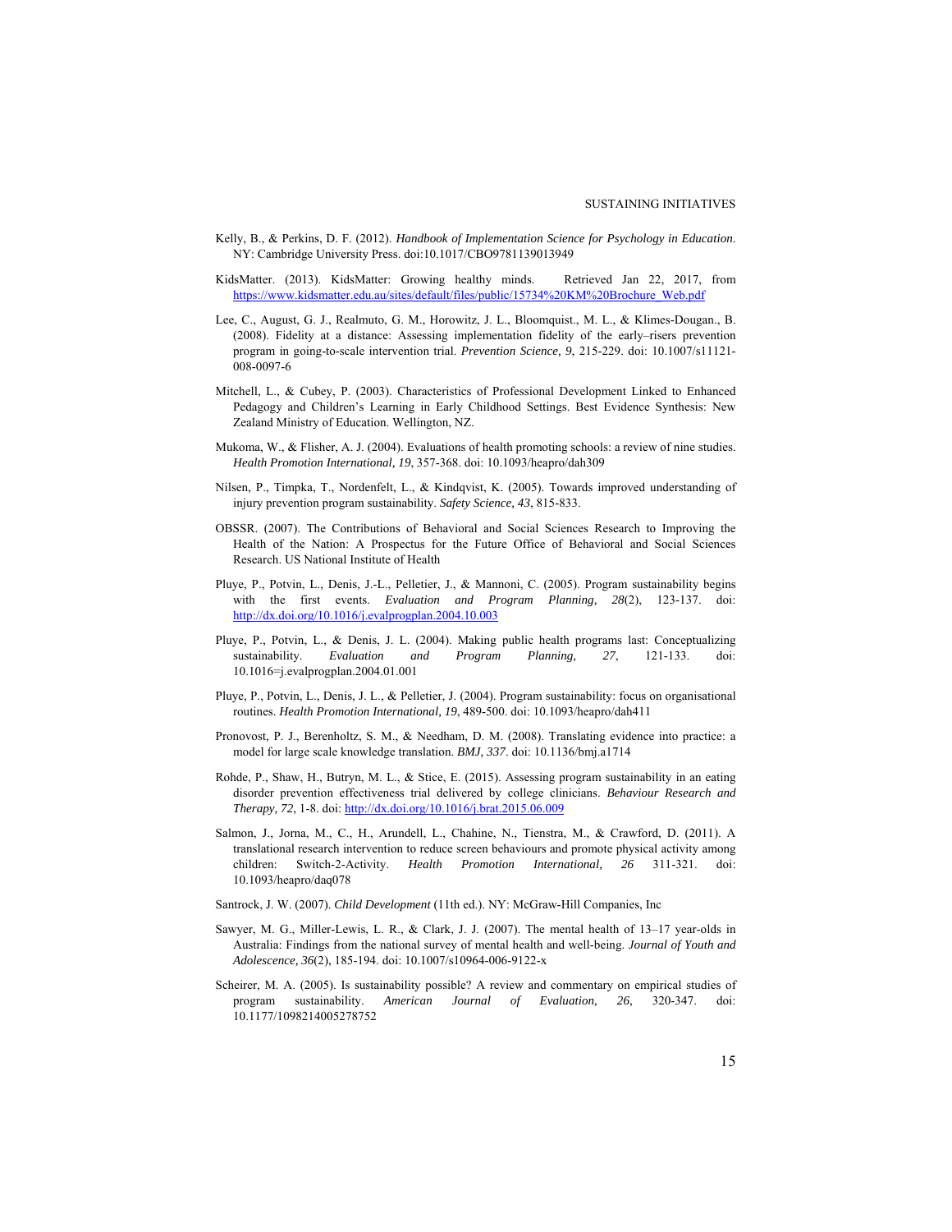Kelly, B., & Perkins, D. F. (2012). *Handbook of Implementation Science for Psychology in Education*. NY: Cambridge University Press. doi:10.1017/CBO9781139013949

KidsMatter. (2013). KidsMatter: Growing healthy minds. Retrieved Jan 22, 2017, from https://www.kidsmatter.edu.au/sites/default/files/public/15734%20KM%20Brochure_Web.pdf

Lee, C., August, G. J., Realmuto, G. M., Horowitz, J. L., Bloomquist., M. L., & Klimes-Dougan., B. (2008). Fidelity at a distance: Assessing implementation fidelity of the early–risers prevention program in going-to-scale intervention trial. *Prevention Science, 9*, 215-229. doi: 10.1007/s11121-008-0097-6

Mitchell, L., & Cubey, P. (2003). Characteristics of Professional Development Linked to Enhanced Pedagogy and Children's Learning in Early Childhood Settings. Best Evidence Synthesis: New Zealand Ministry of Education. Wellington, NZ.

Mukoma, W., & Flisher, A. J. (2004). Evaluations of health promoting schools: a review of nine studies. *Health Promotion International, 19*, 357-368. doi: 10.1093/heapro/dah309

Nilsen, P., Timpka, T., Nordenfelt, L., & Kindqvist, K. (2005). Towards improved understanding of injury prevention program sustainability. *Safety Science, 43*, 815-833.

OBSSR. (2007). The Contributions of Behavioral and Social Sciences Research to Improving the Health of the Nation: A Prospectus for the Future Office of Behavioral and Social Sciences Research. US National Institute of Health

Pluye, P., Potvin, L., Denis, J.-L., Pelletier, J., & Mannoni, C. (2005). Program sustainability begins with the first events. *Evaluation and Program Planning, 28*(2), 123-137. doi: http://dx.doi.org/10.1016/j.evalprogplan.2004.10.003

Pluye, P., Potvin, L., & Denis, J. L. (2004). Making public health programs last: Conceptualizing sustainability. *Evaluation and Program Planning, 27*, 121-133. doi: 10.1016=j.evalprogplan.2004.01.001

Pluye, P., Potvin, L., Denis, J. L., & Pelletier, J. (2004). Program sustainability: focus on organisational routines. *Health Promotion International, 19*, 489-500. doi: 10.1093/heapro/dah411

Pronovost, P. J., Berenholtz, S. M., & Needham, D. M. (2008). Translating evidence into practice: a model for large scale knowledge translation. *BMJ, 337*. doi: 10.1136/bmj.a1714

Rohde, P., Shaw, H., Butryn, M. L., & Stice, E. (2015). Assessing program sustainability in an eating disorder prevention effectiveness trial delivered by college clinicians. *Behaviour Research and Therapy, 72*, 1-8. doi: http://dx.doi.org/10.1016/j.brat.2015.06.009

Salmon, J., Jorna, M., C., H., Arundell, L., Chahine, N., Tienstra, M., & Crawford, D. (2011). A translational research intervention to reduce screen behaviours and promote physical activity among children: Switch-2-Activity. *Health Promotion International, 26* 311-321. doi: 10.1093/heapro/daq078

Santrock, J. W. (2007). *Child Development* (11th ed.). NY: McGraw-Hill Companies, Inc

Sawyer, M. G., Miller-Lewis, L. R., & Clark, J. J. (2007). The mental health of 13–17 year-olds in Australia: Findings from the national survey of mental health and well-being. *Journal of Youth and Adolescence, 36*(2), 185-194. doi: 10.1007/s10964-006-9122-x

Scheirer, M. A. (2005). Is sustainability possible? A review and commentary on empirical studies of program sustainability. *American Journal of Evaluation, 26*, 320-347. doi: 10.1177/1098214005278752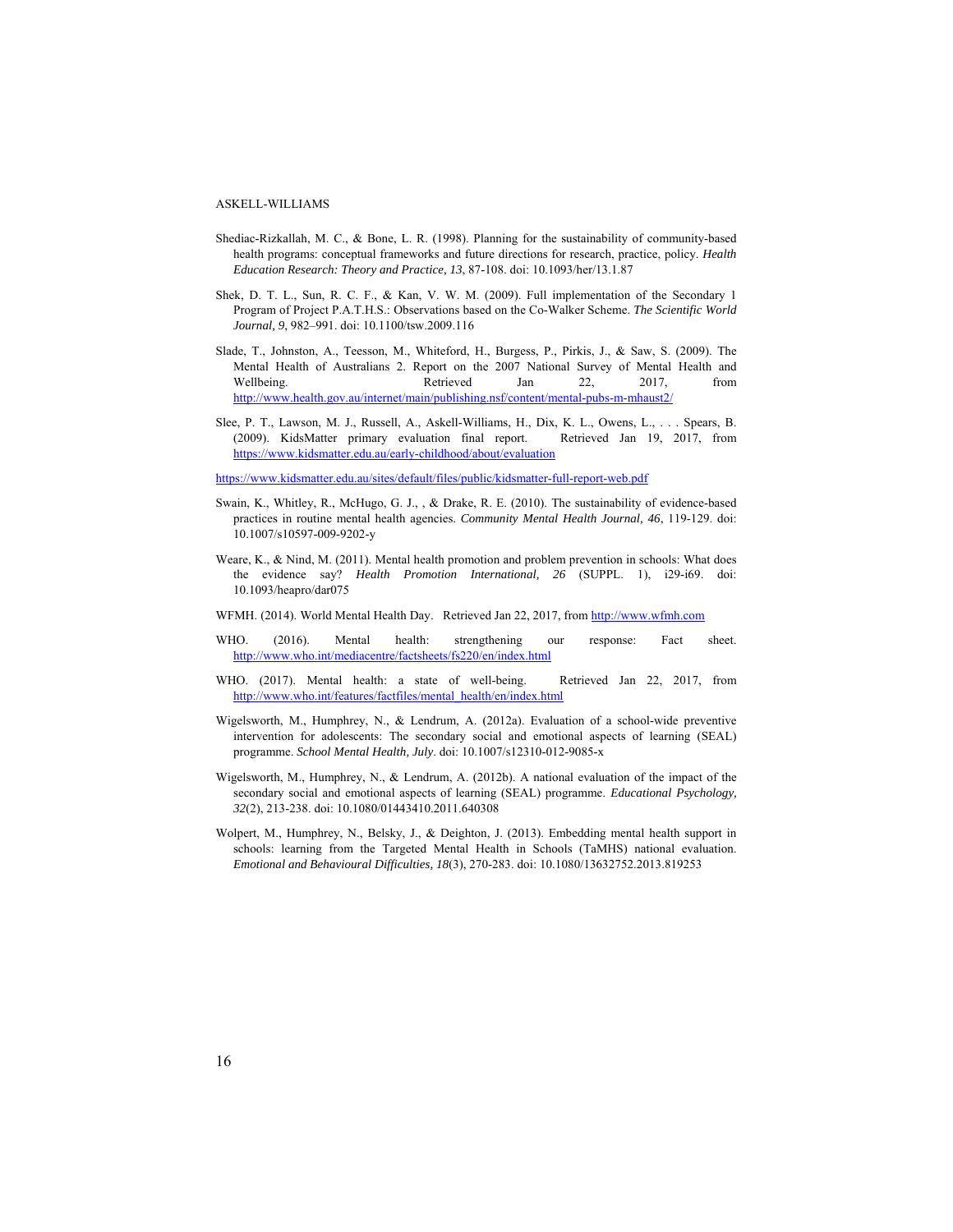Shediac-Rizkallah, M. C., & Bone, L. R. (1998). Planning for the sustainability of community-based health programs: conceptual frameworks and future directions for research, practice, policy. *Health Education Research: Theory and Practice, 13*, 87-108. doi: 10.1093/her/13.1.87

Shek, D. T. L., Sun, R. C. F., & Kan, V. W. M. (2009). Full implementation of the Secondary 1 Program of Project P.A.T.H.S.: Observations based on the Co-Walker Scheme. *The Scientific World Journal, 9*, 982–991. doi: 10.1100/tsw.2009.116

Slade, T., Johnston, A., Teesson, M., Whiteford, H., Burgess, P., Pirkis, J., & Saw, S. (2009). The Mental Health of Australians 2. Report on the 2007 National Survey of Mental Health and Wellbeing. Retrieved Jan 22, 2017, from http://www.health.gov.au/internet/main/publishing.nsf/content/mental-pubs-m-mhaust2/

Slee, P. T., Lawson, M. J., Russell, A., Askell-Williams, H., Dix, K. L., Owens, L., . . . Spears, B. (2009). KidsMatter primary evaluation final report. Retrieved Jan 19, 2017, from https://www.kidsmatter.edu.au/early-childhood/about/evaluation

https://www.kidsmatter.edu.au/sites/default/files/public/kidsmatter-full-report-web.pdf

Swain, K., Whitley, R., McHugo, G. J., , & Drake, R. E. (2010). The sustainability of evidence-based practices in routine mental health agencies. *Community Mental Health Journal, 46*, 119-129. doi: 10.1007/s10597-009-9202-y

Weare, K., & Nind, M. (2011). Mental health promotion and problem prevention in schools: What does the evidence say? *Health Promotion International, 26* (SUPPL. 1), i29-i69. doi: 10.1093/heapro/dar075

WFMH. (2014). World Mental Health Day. Retrieved Jan 22, 2017, from http://www.wfmh.com

WHO. (2016). Mental health: strengthening our response: Fact sheet. http://www.who.int/mediacentre/factsheets/fs220/en/index.html

WHO. (2017). Mental health: a state of well-being. Retrieved Jan 22, 2017, from http://www.who.int/features/factfiles/mental_health/en/index.html

Wigelsworth, M., Humphrey, N., & Lendrum, A. (2012a). Evaluation of a school-wide preventive intervention for adolescents: The secondary social and emotional aspects of learning (SEAL) programme. *School Mental Health, July*. doi: 10.1007/s12310-012-9085-x

Wigelsworth, M., Humphrey, N., & Lendrum, A. (2012b). A national evaluation of the impact of the secondary social and emotional aspects of learning (SEAL) programme. *Educational Psychology, 32*(2), 213-238. doi: 10.1080/01443410.2011.640308

Wolpert, M., Humphrey, N., Belsky, J., & Deighton, J. (2013). Embedding mental health support in schools: learning from the Targeted Mental Health in Schools (TaMHS) national evaluation. *Emotional and Behavioural Difficulties, 18*(3), 270-283. doi: 10.1080/13632752.2013.819253